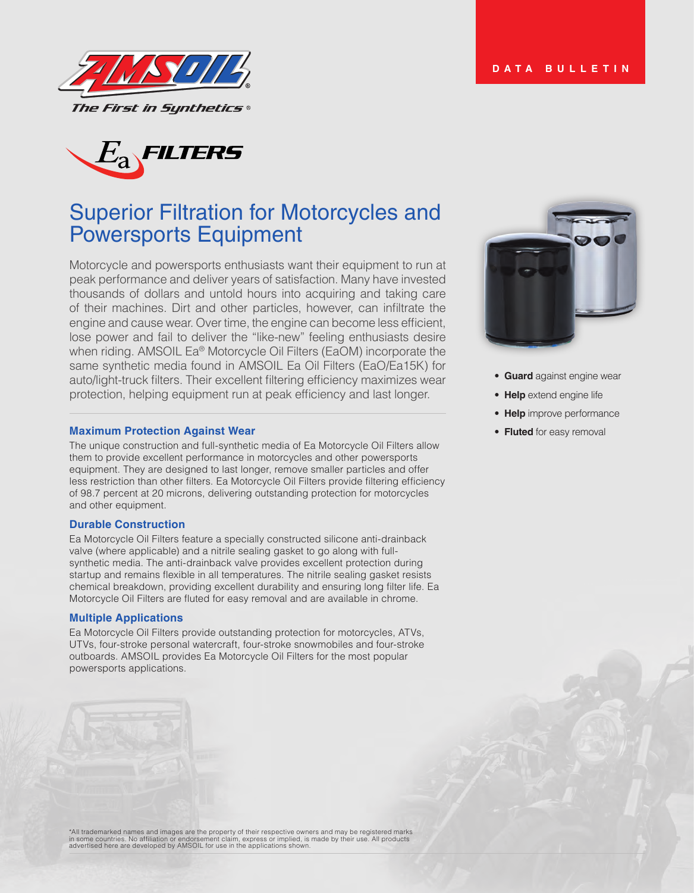AMSOIL

*The First in Synthetics®*

DATA BULLETIN

Ea FILTERS

# Superior Filtration for Motorcycles and Powersports Equipment

Motorcycle and powersports enthusiasts want their equipment to run at peak performance and deliver years of satisfaction. Many have invested thousands of dollars and untold hours into acquiring and taking care of their machines. Dirt and other particles, however, can infiltrate the engine and cause wear. Over time, the engine can become less efficient, lose power and fail to deliver the "like-new" feeling enthusiasts desire when riding. AMSOIL Ea® Motorcycle Oil Filters (EaOM) incorporate the same synthetic media found in AMSOIL Ea Oil Filters (EaO/Ea15K) for auto/light-truck filters. Their excellent filtering efficiency maximizes wear protection, helping equipment run at peak efficiency and last longer.

- **Guard** against engine wear
- **Help** extend engine life
- **Help** improve performance
- **Fluted** for easy removal

## Maximum Protection Against Wear

The unique construction and full-synthetic media of Ea Motorcycle Oil Filters allow them to provide excellent performance in motorcycles and other powersports equipment. They are designed to last longer, remove smaller particles and offer less restriction than other filters. Ea Motorcycle Oil Filters provide filtering efficiency of 98.7 percent at 20 microns, delivering outstanding protection for motorcycles and other equipment.

## Durable Construction

Ea Motorcycle Oil Filters feature a specially constructed silicone anti-drainback valve (where applicable) and a nitrile sealing gasket to go along with full-synthetic media. The anti-drainback valve provides excellent protection during startup and remains flexible in all temperatures. The nitrile sealing gasket resists chemical breakdown, providing excellent durability and ensuring long filter life. Ea Motorcycle Oil Filters are fluted for easy removal and are available in chrome.

## Multiple Applications

Ea Motorcycle Oil Filters provide outstanding protection for motorcycles, ATVs, UTVs, four-stroke personal watercraft, four-stroke snowmobiles and four-stroke outboards. AMSOIL provides Ea Motorcycle Oil Filters for the most popular powersports applications.

*All trademarked names and images are the property of their respective owners and may be registered marks in some countries. No affiliation or endorsement claim, express or implied, is made by their use. All products advertised here are developed by AMSOIL for use in the applications shown.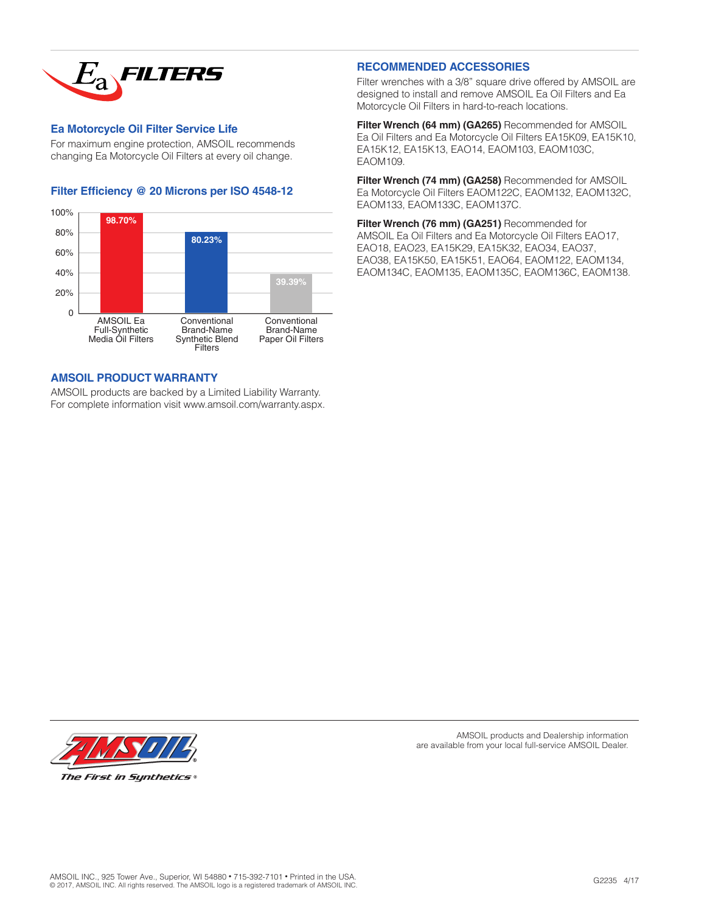Ea FILTERS

## Ea Motorcycle Oil Filter Service Life

For maximum engine protection, AMSOIL recommends changing Ea Motorcycle Oil Filters at every oil change.

## Filter Efficiency @ 20 Microns per ISO 4548-12

100%
80%
60%
40%
20%
0

98.70%
AMSOIL Ea Full-Synthetic Media Oil Filters

80.23%
Conventional Brand-Name Synthetic Blend Filters

39.39%
Conventional Brand-Name Paper Oil Filters

## AMSOIL PRODUCT WARRANTY

AMSOIL products are backed by a Limited Liability Warranty. For complete information visit www.amsoil.com/warranty.aspx.

## RECOMMENDED ACCESSORIES

Filter wrenches with a 3/8" square drive offered by AMSOIL are designed to install and remove AMSOIL Ea Oil Filters and Ea Motorcycle Oil Filters in hard-to-reach locations.

**Filter Wrench (64 mm) (GA265)** Recommended for AMSOIL Ea Oil Filters and Ea Motorcycle Oil Filters EA15K09, EA15K10, EA15K12, EA15K13, EAO14, EAOM103, EAOM103C, EAOM109.

**Filter Wrench (74 mm) (GA258)** Recommended for AMSOIL Ea Motorcycle Oil Filters EAOM122C, EAOM132, EAOM132C, EAOM133, EAOM133C, EAOM137C.

**Filter Wrench (76 mm) (GA251)** Recommended for AMSOIL Ea Oil Filters and Ea Motorcycle Oil Filters EAO17, EAO18, EAO23, EA15K29, EA15K32, EAO34, EAO37, EAO38, EA15K50, EA15K51, EAO64, EAOM122, EAOM134, EAOM134C, EAOM135, EAOM135C, EAOM136C, EAOM138.

AMSOIL
The First in Synthetics®

AMSOIL products and Dealership information are available from your local full-service AMSOIL Dealer.

AMSOIL INC., 925 Tower Ave., Superior, WI 54880 • 715-392-7101 • Printed in the USA.
© 2017, AMSOIL INC. All rights reserved. The AMSOIL logo is a registered trademark of AMSOIL INC.

G2235 4/17